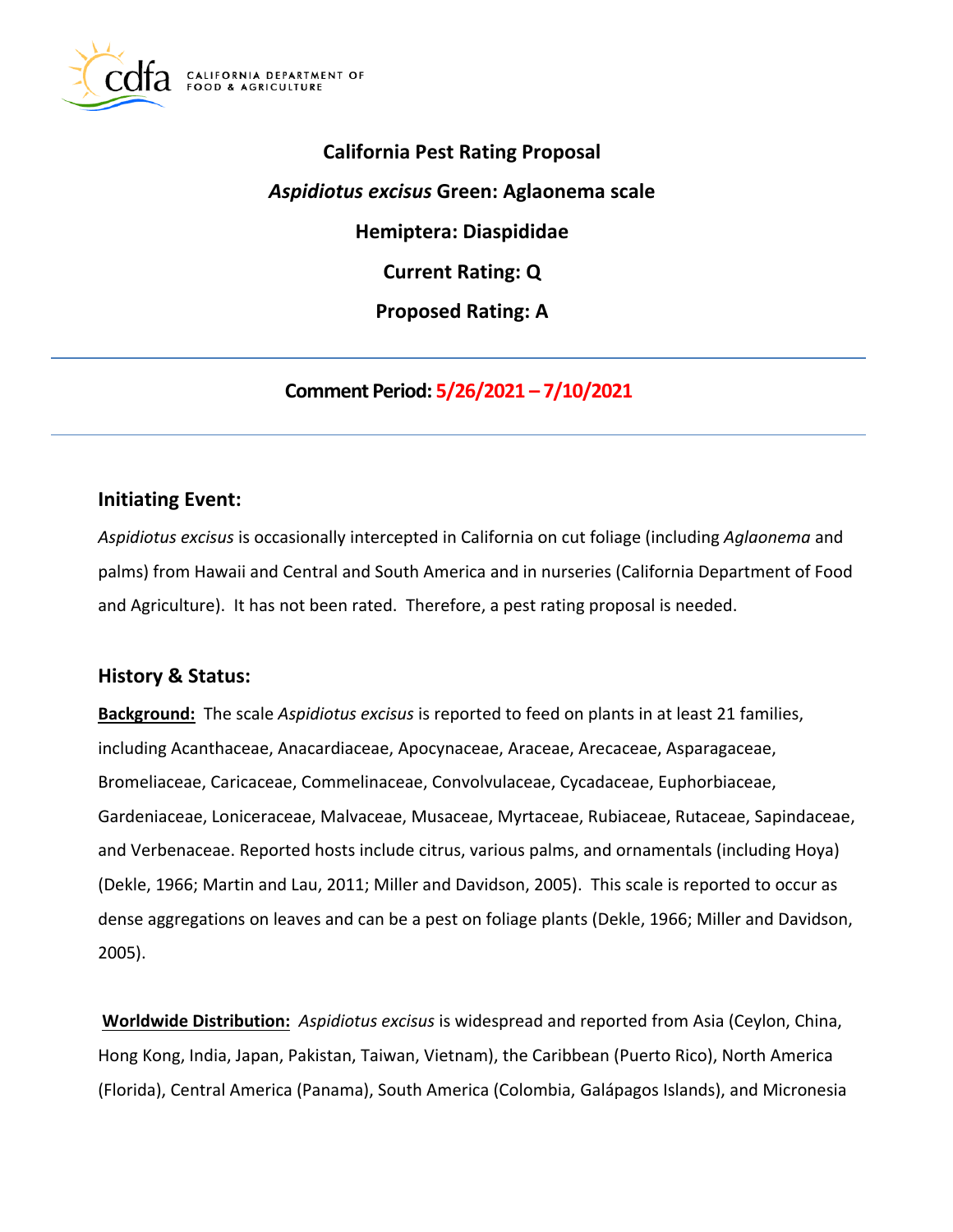**California Pest Rating Proposal**

***Aspidiotus excisus* Green: Aglaonema scale**

**Hemiptera: Diaspididae**

**Current Rating: Q**

**Proposed Rating: A**

---

**Comment Period: 5/26/2021 – 7/10/2021**

---

## Initiating Event:

*Aspidiotus excisus* is occasionally intercepted in California on cut foliage (including *Aglaonema* and palms) from Hawaii and Central and South America and in nurseries (California Department of Food and Agriculture). It has not been rated. Therefore, a pest rating proposal is needed.

## History & Status:

**Background:** The scale *Aspidiotus excisus* is reported to feed on plants in at least 21 families, including Acanthaceae, Anacardiaceae, Apocynaceae, Araceae, Arecaceae, Asparagaceae, Bromeliaceae, Caricaceae, Commelinaceae, Convolvulaceae, Cycadaceae, Euphorbiaceae, Gardeniaceae, Loniceraceae, Malvaceae, Musaceae, Myrtaceae, Rubiaceae, Rutaceae, Sapindaceae, and Verbenaceae. Reported hosts include citrus, various palms, and ornamentals (including Hoya) (Dekle, 1966; Martin and Lau, 2011; Miller and Davidson, 2005). This scale is reported to occur as dense aggregations on leaves and can be a pest on foliage plants (Dekle, 1966; Miller and Davidson, 2005).

**Worldwide Distribution:** *Aspidiotus excisus* is widespread and reported from Asia (Ceylon, China, Hong Kong, India, Japan, Pakistan, Taiwan, Vietnam), the Caribbean (Puerto Rico), North America (Florida), Central America (Panama), South America (Colombia, Galápagos Islands), and Micronesia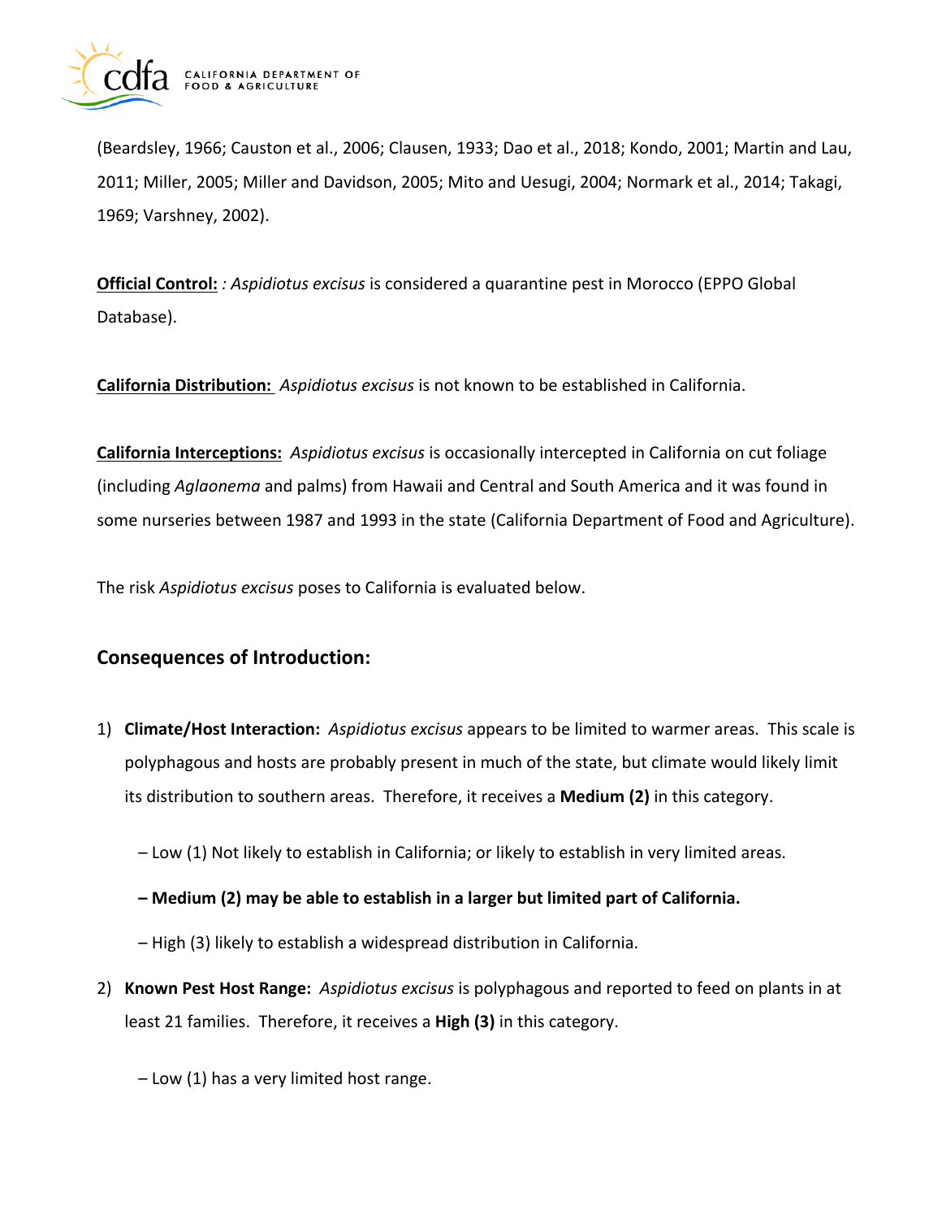(Beardsley, 1966; Causton et al., 2006; Clausen, 1933; Dao et al., 2018; Kondo, 2001; Martin and Lau, 2011; Miller, 2005; Miller and Davidson, 2005; Mito and Uesugi, 2004; Normark et al., 2014; Takagi, 1969; Varshney, 2002).

**Official Control:** *: Aspidiotus excisus* is considered a quarantine pest in Morocco (EPPO Global Database).

**California Distribution:** *Aspidiotus excisus* is not known to be established in California.

**California Interceptions:** *Aspidiotus excisus* is occasionally intercepted in California on cut foliage (including *Aglaonema* and palms) from Hawaii and Central and South America and it was found in some nurseries between 1987 and 1993 in the state (California Department of Food and Agriculture).

The risk *Aspidiotus excisus* poses to California is evaluated below.

## Consequences of Introduction:

1) **Climate/Host Interaction:** *Aspidiotus excisus* appears to be limited to warmer areas. This scale is polyphagous and hosts are probably present in much of the state, but climate would likely limit its distribution to southern areas. Therefore, it receives a **Medium (2)** in this category.

   – Low (1) Not likely to establish in California; or likely to establish in very limited areas.

   **– Medium (2) may be able to establish in a larger but limited part of California.**

   – High (3) likely to establish a widespread distribution in California.

2) **Known Pest Host Range:** *Aspidiotus excisus* is polyphagous and reported to feed on plants in at least 21 families. Therefore, it receives a **High (3)** in this category.

   – Low (1) has a very limited host range.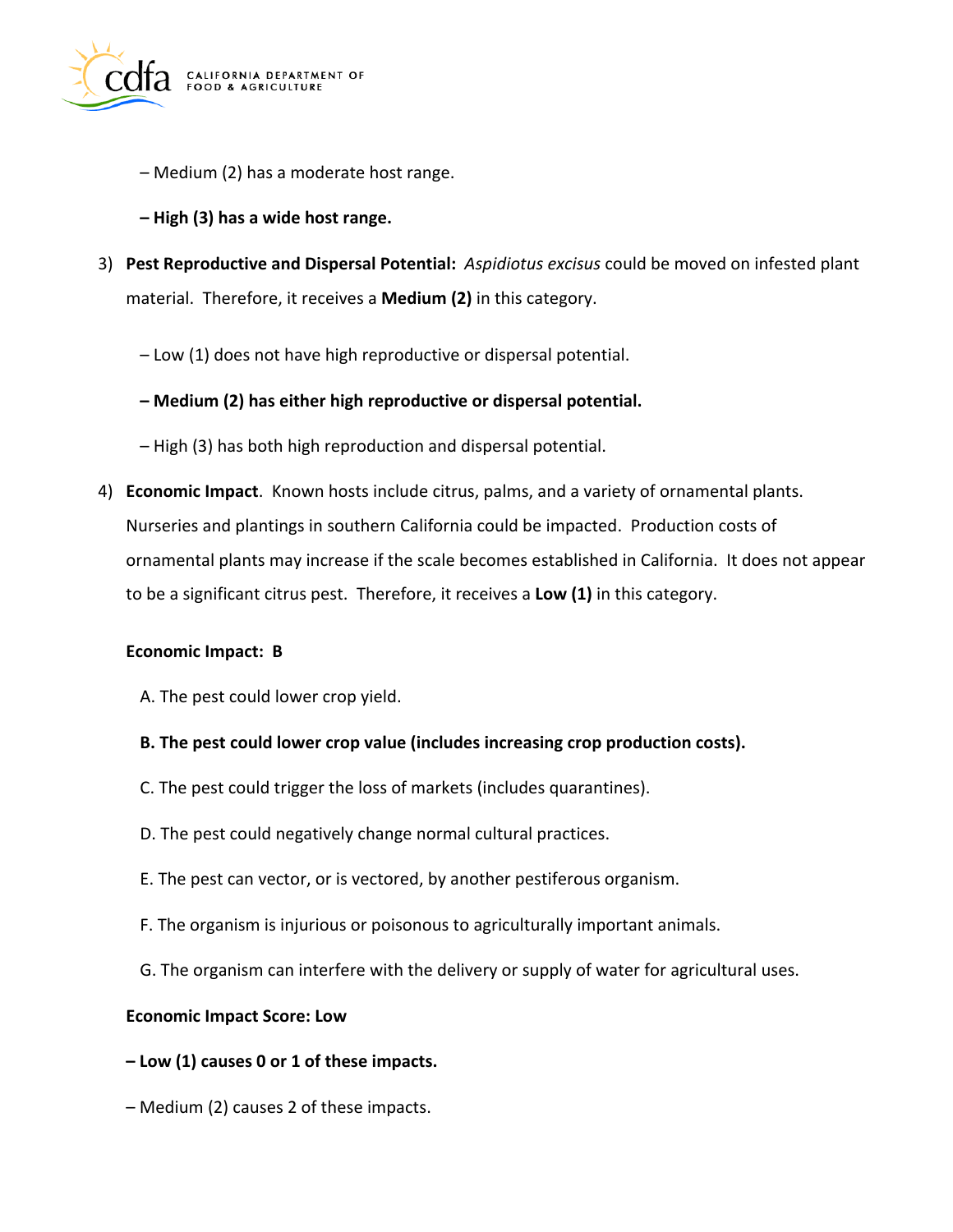– Medium (2) has a moderate host range.

**– High (3) has a wide host range.**

3) **Pest Reproductive and Dispersal Potential:** *Aspidiotus excisus* could be moved on infested plant material. Therefore, it receives a **Medium (2)** in this category.

   – Low (1) does not have high reproductive or dispersal potential.

   **– Medium (2) has either high reproductive or dispersal potential.**

   – High (3) has both high reproduction and dispersal potential.

4) **Economic Impact**. Known hosts include citrus, palms, and a variety of ornamental plants. Nurseries and plantings in southern California could be impacted. Production costs of ornamental plants may increase if the scale becomes established in California. It does not appear to be a significant citrus pest. Therefore, it receives a **Low (1)** in this category.

   **Economic Impact: B**

   A. The pest could lower crop yield.

   **B. The pest could lower crop value (includes increasing crop production costs).**

   C. The pest could trigger the loss of markets (includes quarantines).

   D. The pest could negatively change normal cultural practices.

   E. The pest can vector, or is vectored, by another pestiferous organism.

   F. The organism is injurious or poisonous to agriculturally important animals.

   G. The organism can interfere with the delivery or supply of water for agricultural uses.

   **Economic Impact Score: Low**

   **– Low (1) causes 0 or 1 of these impacts.**

   – Medium (2) causes 2 of these impacts.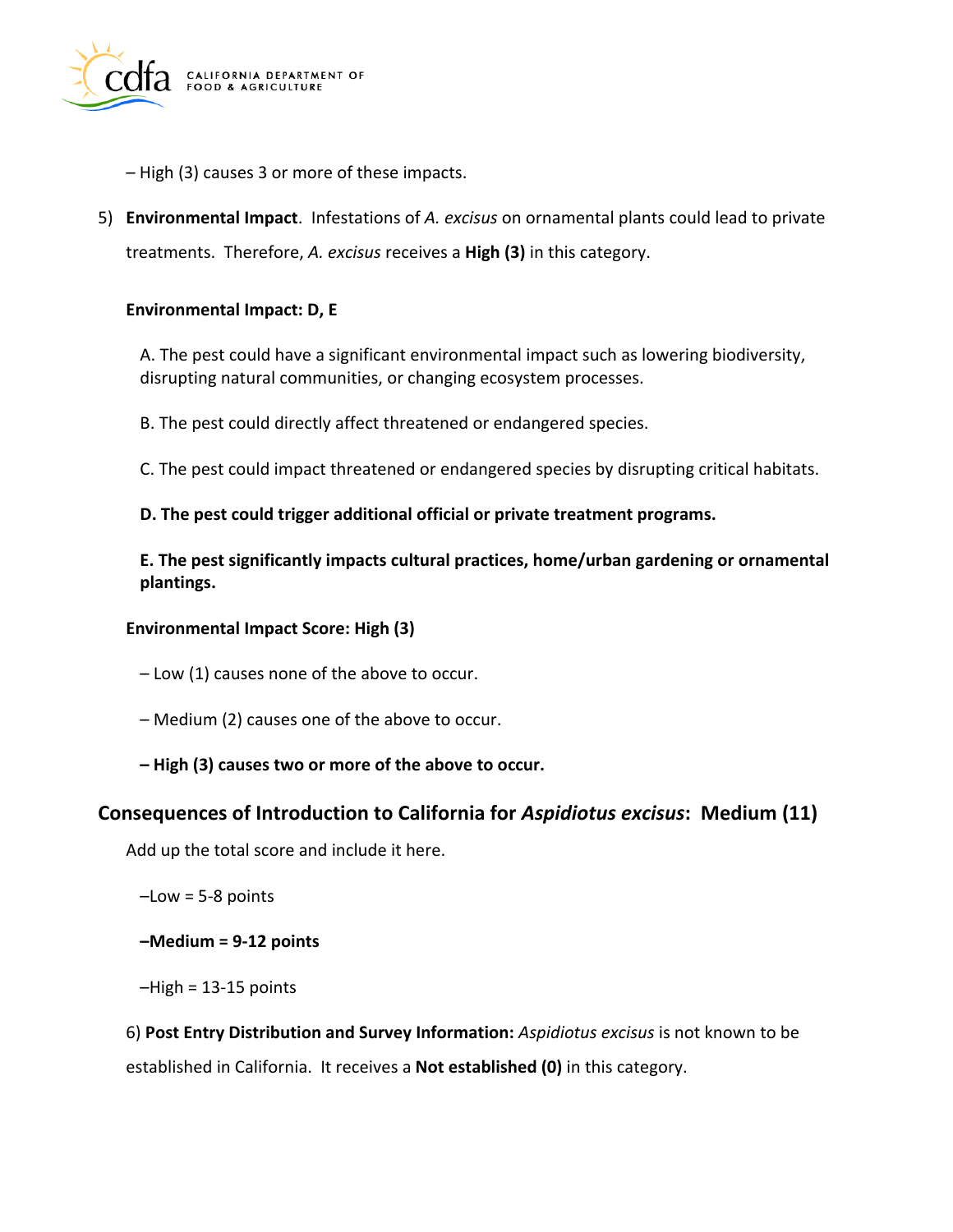– High (3) causes 3 or more of these impacts.

5) **Environmental Impact**. Infestations of *A. excisus* on ornamental plants could lead to private treatments. Therefore, *A. excisus* receives a **High (3)** in this category.

**Environmental Impact: D, E**

A. The pest could have a significant environmental impact such as lowering biodiversity, disrupting natural communities, or changing ecosystem processes.

B. The pest could directly affect threatened or endangered species.

C. The pest could impact threatened or endangered species by disrupting critical habitats.

**D. The pest could trigger additional official or private treatment programs.**

**E. The pest significantly impacts cultural practices, home/urban gardening or ornamental plantings.**

**Environmental Impact Score: High (3)**

– Low (1) causes none of the above to occur.

– Medium (2) causes one of the above to occur.

**– High (3) causes two or more of the above to occur.**

### Consequences of Introduction to California for *Aspidiotus excisus*: Medium (11)

Add up the total score and include it here.

–Low = 5-8 points

**–Medium = 9-12 points**

–High = 13-15 points

6) **Post Entry Distribution and Survey Information:** *Aspidiotus excisus* is not known to be established in California. It receives a **Not established (0)** in this category.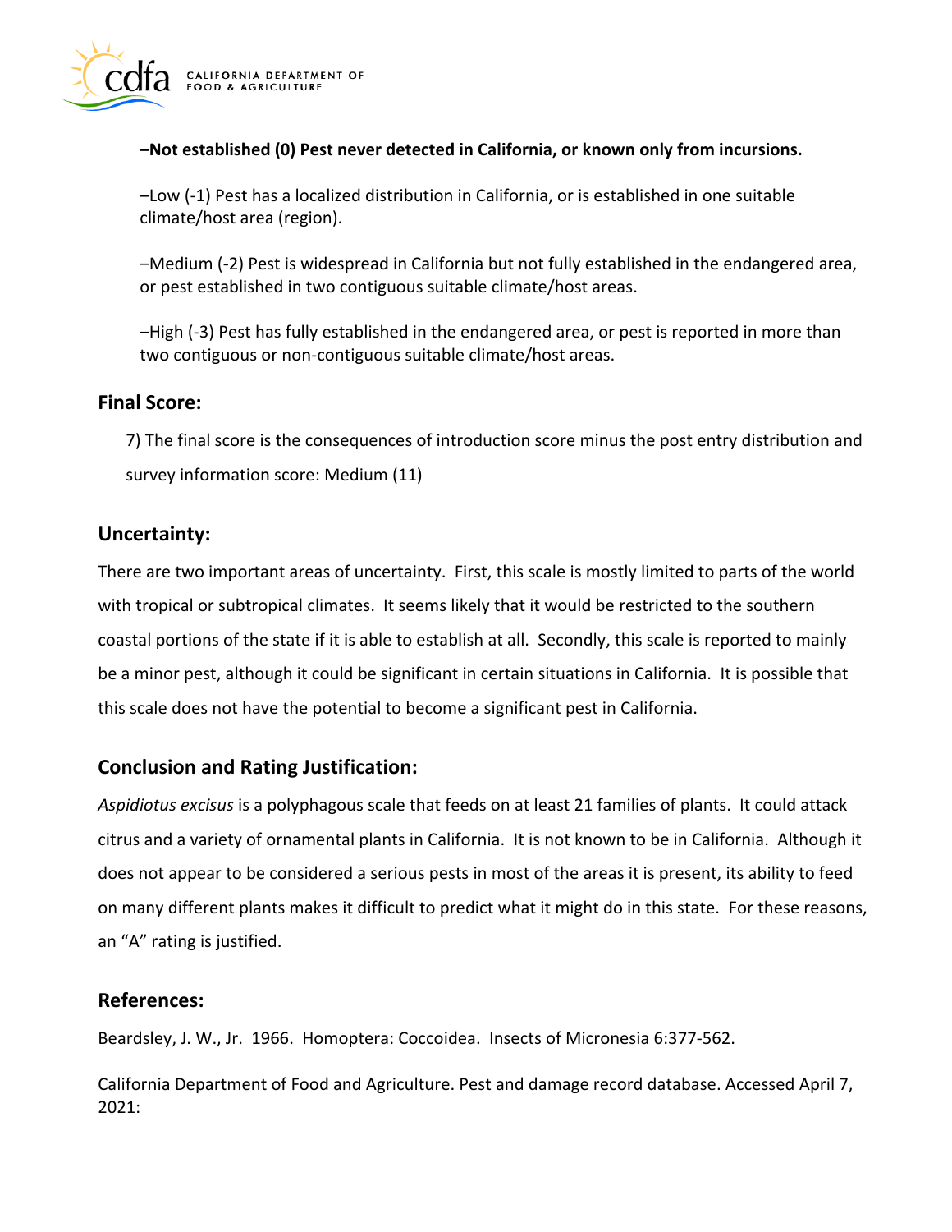**–Not established (0) Pest never detected in California, or known only from incursions.**

–Low (-1) Pest has a localized distribution in California, or is established in one suitable climate/host area (region).

–Medium (-2) Pest is widespread in California but not fully established in the endangered area, or pest established in two contiguous suitable climate/host areas.

–High (-3) Pest has fully established in the endangered area, or pest is reported in more than two contiguous or non-contiguous suitable climate/host areas.

## Final Score:

7) The final score is the consequences of introduction score minus the post entry distribution and survey information score: Medium (11)

## Uncertainty:

There are two important areas of uncertainty. First, this scale is mostly limited to parts of the world with tropical or subtropical climates. It seems likely that it would be restricted to the southern coastal portions of the state if it is able to establish at all. Secondly, this scale is reported to mainly be a minor pest, although it could be significant in certain situations in California. It is possible that this scale does not have the potential to become a significant pest in California.

## Conclusion and Rating Justification:

*Aspidiotus excisus* is a polyphagous scale that feeds on at least 21 families of plants. It could attack citrus and a variety of ornamental plants in California. It is not known to be in California. Although it does not appear to be considered a serious pests in most of the areas it is present, its ability to feed on many different plants makes it difficult to predict what it might do in this state. For these reasons, an "A" rating is justified.

## References:

Beardsley, J. W., Jr. 1966. Homoptera: Coccoidea. Insects of Micronesia 6:377-562.

California Department of Food and Agriculture. Pest and damage record database. Accessed April 7, 2021: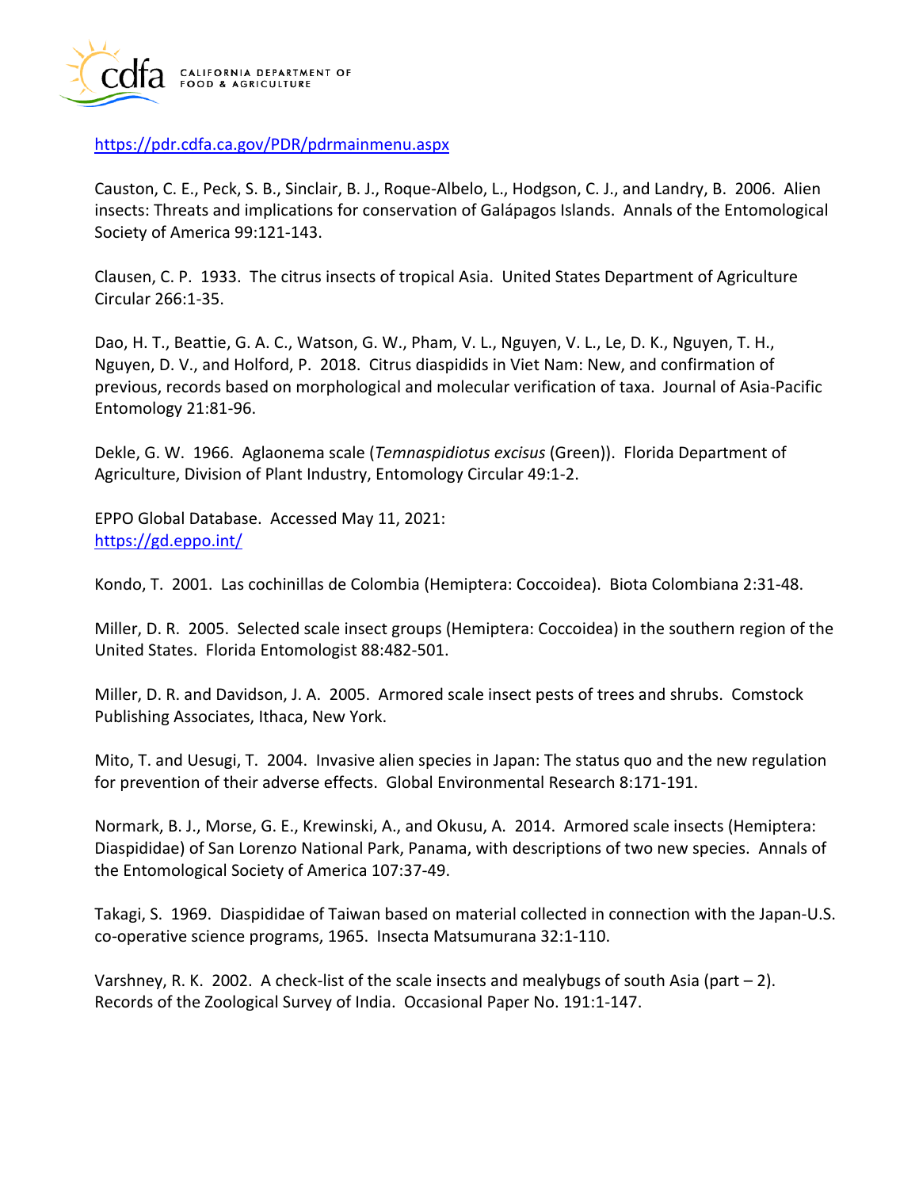https://pdr.cdfa.ca.gov/PDR/pdrmainmenu.aspx

Causton, C. E., Peck, S. B., Sinclair, B. J., Roque-Albelo, L., Hodgson, C. J., and Landry, B. 2006. Alien insects: Threats and implications for conservation of Galápagos Islands. Annals of the Entomological Society of America 99:121-143.

Clausen, C. P. 1933. The citrus insects of tropical Asia. United States Department of Agriculture Circular 266:1-35.

Dao, H. T., Beattie, G. A. C., Watson, G. W., Pham, V. L., Nguyen, V. L., Le, D. K., Nguyen, T. H., Nguyen, D. V., and Holford, P. 2018. Citrus diaspidids in Viet Nam: New, and confirmation of previous, records based on morphological and molecular verification of taxa. Journal of Asia-Pacific Entomology 21:81-96.

Dekle, G. W. 1966. Aglaonema scale (*Temnaspidiotus excisus* (Green)). Florida Department of Agriculture, Division of Plant Industry, Entomology Circular 49:1-2.

EPPO Global Database. Accessed May 11, 2021: https://gd.eppo.int/

Kondo, T. 2001. Las cochinillas de Colombia (Hemiptera: Coccoidea). Biota Colombiana 2:31-48.

Miller, D. R. 2005. Selected scale insect groups (Hemiptera: Coccoidea) in the southern region of the United States. Florida Entomologist 88:482-501.

Miller, D. R. and Davidson, J. A. 2005. Armored scale insect pests of trees and shrubs. Comstock Publishing Associates, Ithaca, New York.

Mito, T. and Uesugi, T. 2004. Invasive alien species in Japan: The status quo and the new regulation for prevention of their adverse effects. Global Environmental Research 8:171-191.

Normark, B. J., Morse, G. E., Krewinski, A., and Okusu, A. 2014. Armored scale insects (Hemiptera: Diaspididae) of San Lorenzo National Park, Panama, with descriptions of two new species. Annals of the Entomological Society of America 107:37-49.

Takagi, S. 1969. Diaspididae of Taiwan based on material collected in connection with the Japan-U.S. co-operative science programs, 1965. Insecta Matsumurana 32:1-110.

Varshney, R. K. 2002. A check-list of the scale insects and mealybugs of south Asia (part – 2). Records of the Zoological Survey of India. Occasional Paper No. 191:1-147.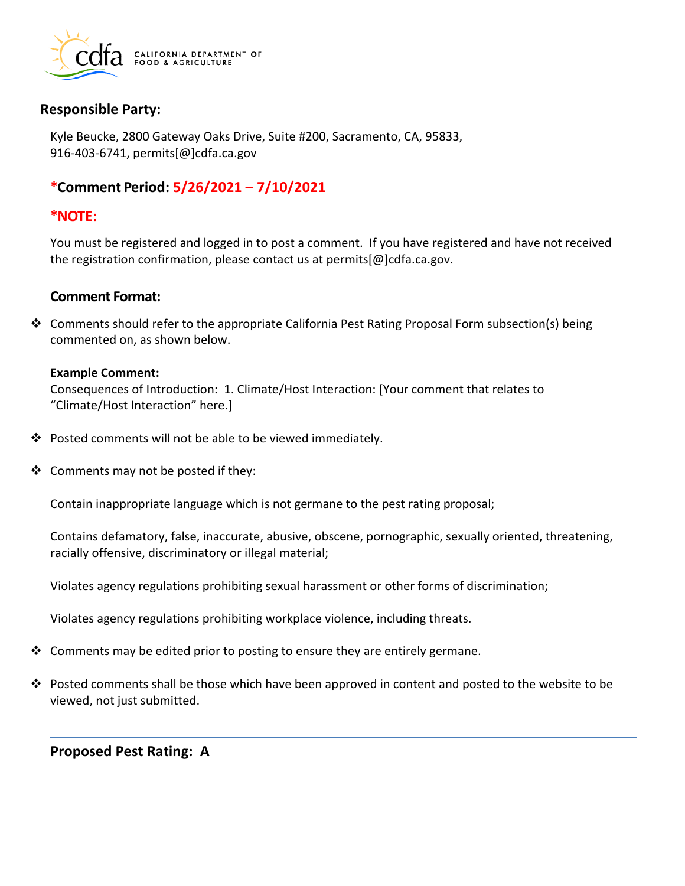## Responsible Party:

Kyle Beucke, 2800 Gateway Oaks Drive, Suite #200, Sacramento, CA, 95833, 916-403-6741, permits[@]cdfa.ca.gov

### *Comment Period: 5/26/2021 – 7/10/2021

### *NOTE:

You must be registered and logged in to post a comment. If you have registered and have not received the registration confirmation, please contact us at permits[@]cdfa.ca.gov.

### Comment Format:

- Comments should refer to the appropriate California Pest Rating Proposal Form subsection(s) being commented on, as shown below.

  **Example Comment:**
  Consequences of Introduction: 1. Climate/Host Interaction: [Your comment that relates to "Climate/Host Interaction" here.]

- Posted comments will not be able to be viewed immediately.

- Comments may not be posted if they:

  Contain inappropriate language which is not germane to the pest rating proposal;

  Contains defamatory, false, inaccurate, abusive, obscene, pornographic, sexually oriented, threatening, racially offensive, discriminatory or illegal material;

  Violates agency regulations prohibiting sexual harassment or other forms of discrimination;

  Violates agency regulations prohibiting workplace violence, including threats.

- Comments may be edited prior to posting to ensure they are entirely germane.

- Posted comments shall be those which have been approved in content and posted to the website to be viewed, not just submitted.

---

### Proposed Pest Rating: A